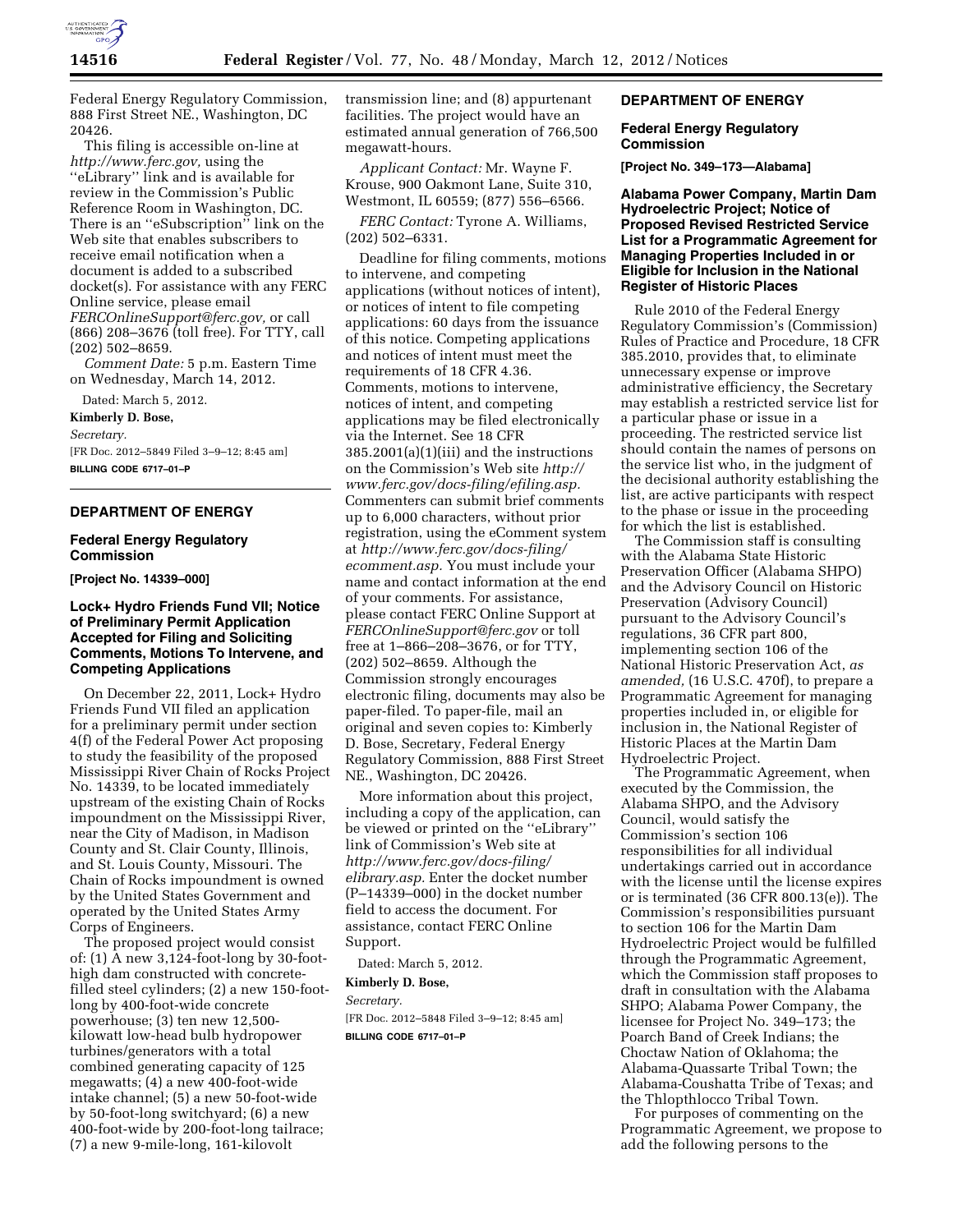Federal Energy Regulatory Commission, 888 First Street NE., Washington, DC 20426.

This filing is accessible on-line at *http://www.ferc.gov,* using the ''eLibrary'' link and is available for review in the Commission's Public Reference Room in Washington, DC. There is an ''eSubscription'' link on the Web site that enables subscribers to receive email notification when a document is added to a subscribed docket(s). For assistance with any FERC Online service, please email *FERCOnlineSupport@ferc.gov,* or call (866) 208–3676 (toll free). For TTY, call (202) 502–8659.

*Comment Date:* 5 p.m. Eastern Time on Wednesday, March 14, 2012.

Dated: March 5, 2012.

**Kimberly D. Bose,**

*Secretary.*

[FR Doc. 2012–5849 Filed 3–9–12; 8:45 am]

**BILLING CODE 6717–01–P**

## DEPARTMENT OF ENERGY

### Federal Energy Regulatory Commission

**[Project No. 14339–000]**

### Lock+ Hydro Friends Fund VII; Notice of Preliminary Permit Application Accepted for Filing and Soliciting Comments, Motions To Intervene, and Competing Applications

On December 22, 2011, Lock+ Hydro Friends Fund VII filed an application for a preliminary permit under section 4(f) of the Federal Power Act proposing to study the feasibility of the proposed Mississippi River Chain of Rocks Project No. 14339, to be located immediately upstream of the existing Chain of Rocks impoundment on the Mississippi River, near the City of Madison, in Madison County and St. Clair County, Illinois, and St. Louis County, Missouri. The Chain of Rocks impoundment is owned by the United States Government and operated by the United States Army Corps of Engineers.

The proposed project would consist of: (1) A new 3,124-foot-long by 30-foot-high dam constructed with concrete-filled steel cylinders; (2) a new 150-foot-long by 400-foot-wide concrete powerhouse; (3) ten new 12,500-kilowatt low-head bulb hydropower turbines/generators with a total combined generating capacity of 125 megawatts; (4) a new 400-foot-wide intake channel; (5) a new 50-foot-wide by 50-foot-long switchyard; (6) a new 400-foot-wide by 200-foot-long tailrace; (7) a new 9-mile-long, 161-kilovolt transmission line; and (8) appurtenant facilities. The project would have an estimated annual generation of 766,500 megawatt-hours.

*Applicant Contact:* Mr. Wayne F. Krouse, 900 Oakmont Lane, Suite 310, Westmont, IL 60559; (877) 556–6566.

*FERC Contact:* Tyrone A. Williams, (202) 502–6331.

Deadline for filing comments, motions to intervene, and competing applications (without notices of intent), or notices of intent to file competing applications: 60 days from the issuance of this notice. Competing applications and notices of intent must meet the requirements of 18 CFR 4.36. Comments, motions to intervene, notices of intent, and competing applications may be filed electronically via the Internet. See 18 CFR 385.2001(a)(1)(iii) and the instructions on the Commission's Web site *http://www.ferc.gov/docs-filing/efiling.asp.* Commenters can submit brief comments up to 6,000 characters, without prior registration, using the eComment system at *http://www.ferc.gov/docs-filing/ecomment.asp.* You must include your name and contact information at the end of your comments. For assistance, please contact FERC Online Support at *FERCOnlineSupport@ferc.gov* or toll free at 1–866–208–3676, or for TTY, (202) 502–8659. Although the Commission strongly encourages electronic filing, documents may also be paper-filed. To paper-file, mail an original and seven copies to: Kimberly D. Bose, Secretary, Federal Energy Regulatory Commission, 888 First Street NE., Washington, DC 20426.

More information about this project, including a copy of the application, can be viewed or printed on the ''eLibrary'' link of Commission's Web site at *http://www.ferc.gov/docs-filing/elibrary.asp.* Enter the docket number (P–14339–000) in the docket number field to access the document. For assistance, contact FERC Online Support.

Dated: March 5, 2012.

**Kimberly D. Bose,**

*Secretary.*

[FR Doc. 2012–5848 Filed 3–9–12; 8:45 am]

**BILLING CODE 6717–01–P**

## DEPARTMENT OF ENERGY

### Federal Energy Regulatory Commission

**[Project No. 349–173—Alabama]**

### Alabama Power Company, Martin Dam Hydroelectric Project; Notice of Proposed Revised Restricted Service List for a Programmatic Agreement for Managing Properties Included in or Eligible for Inclusion in the National Register of Historic Places

Rule 2010 of the Federal Energy Regulatory Commission's (Commission) Rules of Practice and Procedure, 18 CFR 385.2010, provides that, to eliminate unnecessary expense or improve administrative efficiency, the Secretary may establish a restricted service list for a particular phase or issue in a proceeding. The restricted service list should contain the names of persons on the service list who, in the judgment of the decisional authority establishing the list, are active participants with respect to the phase or issue in the proceeding for which the list is established.

The Commission staff is consulting with the Alabama State Historic Preservation Officer (Alabama SHPO) and the Advisory Council on Historic Preservation (Advisory Council) pursuant to the Advisory Council's regulations, 36 CFR part 800, implementing section 106 of the National Historic Preservation Act, *as amended,* (16 U.S.C. 470f), to prepare a Programmatic Agreement for managing properties included in, or eligible for inclusion in, the National Register of Historic Places at the Martin Dam Hydroelectric Project.

The Programmatic Agreement, when executed by the Commission, the Alabama SHPO, and the Advisory Council, would satisfy the Commission's section 106 responsibilities for all individual undertakings carried out in accordance with the license until the license expires or is terminated (36 CFR 800.13(e)). The Commission's responsibilities pursuant to section 106 for the Martin Dam Hydroelectric Project would be fulfilled through the Programmatic Agreement, which the Commission staff proposes to draft in consultation with the Alabama SHPO; Alabama Power Company, the licensee for Project No. 349–173; the Poarch Band of Creek Indians; the Choctaw Nation of Oklahoma; the Alabama-Quassarte Tribal Town; the Alabama-Coushatta Tribe of Texas; and the Thlopthlocco Tribal Town.

For purposes of commenting on the Programmatic Agreement, we propose to add the following persons to the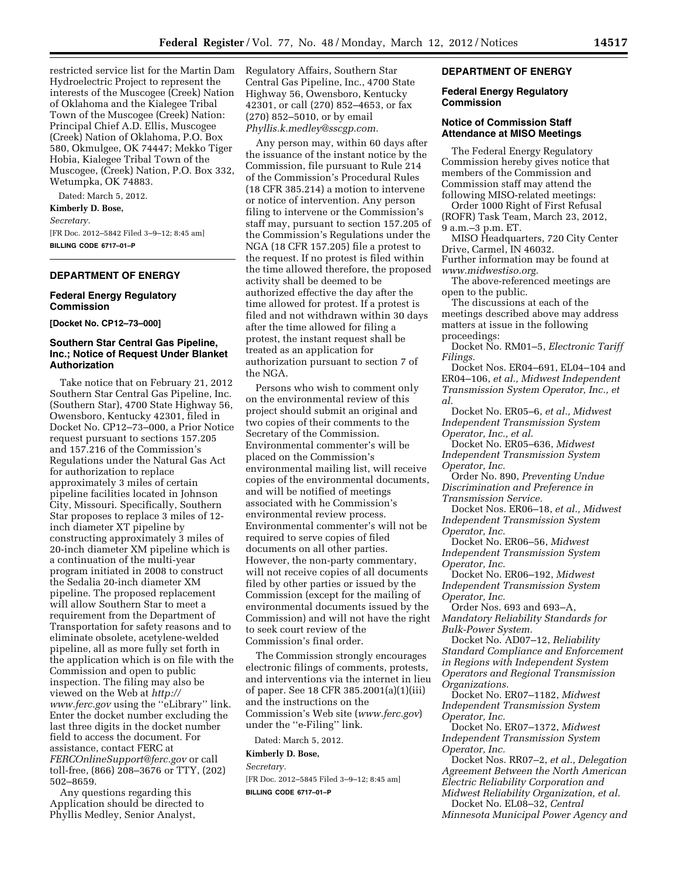restricted service list for the Martin Dam Hydroelectric Project to represent the interests of the Muscogee (Creek) Nation of Oklahoma and the Kialegee Tribal Town of the Muscogee (Creek) Nation: Principal Chief A.D. Ellis, Muscogee (Creek) Nation of Oklahoma, P.O. Box 580, Okmulgee, OK 74447; Mekko Tiger Hobia, Kialegee Tribal Town of the Muscogee, (Creek) Nation, P.O. Box 332, Wetumpka, OK 74883.

Dated: March 5, 2012.

**Kimberly D. Bose,**

*Secretary.*

[FR Doc. 2012–5842 Filed 3–9–12; 8:45 am]

**BILLING CODE 6717–01–P**

---

## DEPARTMENT OF ENERGY

### Federal Energy Regulatory Commission

**[Docket No. CP12–73–000]**

### Southern Star Central Gas Pipeline, Inc.; Notice of Request Under Blanket Authorization

Take notice that on February 21, 2012 Southern Star Central Gas Pipeline, Inc. (Southern Star), 4700 State Highway 56, Owensboro, Kentucky 42301, filed in Docket No. CP12–73–000, a Prior Notice request pursuant to sections 157.205 and 157.216 of the Commission's Regulations under the Natural Gas Act for authorization to replace approximately 3 miles of certain pipeline facilities located in Johnson City, Missouri. Specifically, Southern Star proposes to replace 3 miles of 12-inch diameter XT pipeline by constructing approximately 3 miles of 20-inch diameter XM pipeline which is a continuation of the multi-year program initiated in 2008 to construct the Sedalia 20-inch diameter XM pipeline. The proposed replacement will allow Southern Star to meet a requirement from the Department of Transportation for safety reasons and to eliminate obsolete, acetylene-welded pipeline, all as more fully set forth in the application which is on file with the Commission and open to public inspection. The filing may also be viewed on the Web at *http://www.ferc.gov* using the ''eLibrary'' link. Enter the docket number excluding the last three digits in the docket number field to access the document. For assistance, contact FERC at *FERCOnlineSupport@ferc.gov* or call toll-free, (866) 208–3676 or TTY, (202) 502–8659.

Any questions regarding this Application should be directed to Phyllis Medley, Senior Analyst, Regulatory Affairs, Southern Star Central Gas Pipeline, Inc., 4700 State Highway 56, Owensboro, Kentucky 42301, or call (270) 852–4653, or fax (270) 852–5010, or by email *Phyllis.k.medley@sscgp.com.*

Any person may, within 60 days after the issuance of the instant notice by the Commission, file pursuant to Rule 214 of the Commission's Procedural Rules (18 CFR 385.214) a motion to intervene or notice of intervention. Any person filing to intervene or the Commission's staff may, pursuant to section 157.205 of the Commission's Regulations under the NGA (18 CFR 157.205) file a protest to the request. If no protest is filed within the time allowed therefore, the proposed activity shall be deemed to be authorized effective the day after the time allowed for protest. If a protest is filed and not withdrawn within 30 days after the time allowed for filing a protest, the instant request shall be treated as an application for authorization pursuant to section 7 of the NGA.

Persons who wish to comment only on the environmental review of this project should submit an original and two copies of their comments to the Secretary of the Commission. Environmental commenter's will be placed on the Commission's environmental mailing list, will receive copies of the environmental documents, and will be notified of meetings associated with he Commission's environmental review process. Environmental commenter's will not be required to serve copies of filed documents on all other parties. However, the non-party commentary, will not receive copies of all documents filed by other parties or issued by the Commission (except for the mailing of environmental documents issued by the Commission) and will not have the right to seek court review of the Commission's final order.

The Commission strongly encourages electronic filings of comments, protests, and interventions via the internet in lieu of paper. See 18 CFR 385.2001(a)(1)(iii) and the instructions on the Commission's Web site (*www.ferc.gov*) under the ''e-Filing'' link.

Dated: March 5, 2012.

**Kimberly D. Bose,**

*Secretary.*

[FR Doc. 2012–5845 Filed 3–9–12; 8:45 am]

**BILLING CODE 6717–01–P**

---

## DEPARTMENT OF ENERGY

### Federal Energy Regulatory Commission

### Notice of Commission Staff Attendance at MISO Meetings

The Federal Energy Regulatory Commission hereby gives notice that members of the Commission and Commission staff may attend the following MISO-related meetings:

Order 1000 Right of First Refusal (ROFR) Task Team, March 23, 2012, 9 a.m.–3 p.m. ET.

MISO Headquarters, 720 City Center Drive, Carmel, IN 46032.

Further information may be found at *www.midwestiso.org.*

The above-referenced meetings are open to the public.

The discussions at each of the meetings described above may address matters at issue in the following proceedings:

Docket No. RM01–5, *Electronic Tariff Filings.*

Docket Nos. ER04–691, EL04–104 and ER04–106, *et al., Midwest Independent Transmission System Operator, Inc., et al.*

Docket No. ER05–6, *et al., Midwest Independent Transmission System Operator, Inc., et al.*

Docket No. ER05–636, *Midwest Independent Transmission System Operator, Inc.*

Order No. 890, *Preventing Undue Discrimination and Preference in Transmission Service.*

Docket Nos. ER06–18, *et al., Midwest Independent Transmission System Operator, Inc.*

Docket No. ER06–56, *Midwest Independent Transmission System Operator, Inc.*

Docket No. ER06–192, *Midwest Independent Transmission System Operator, Inc.*

Order Nos. 693 and 693–A, *Mandatory Reliability Standards for Bulk-Power System.*

Docket No. AD07–12, *Reliability Standard Compliance and Enforcement in Regions with Independent System Operators and Regional Transmission Organizations.*

Docket No. ER07–1182, *Midwest Independent Transmission System Operator, Inc.*

Docket No. ER07–1372, *Midwest Independent Transmission System Operator, Inc.*

Docket Nos. RR07–2, *et al., Delegation Agreement Between the North American Electric Reliability Corporation and Midwest Reliability Organization, et al.*

Docket No. EL08–32, *Central Minnesota Municipal Power Agency and*